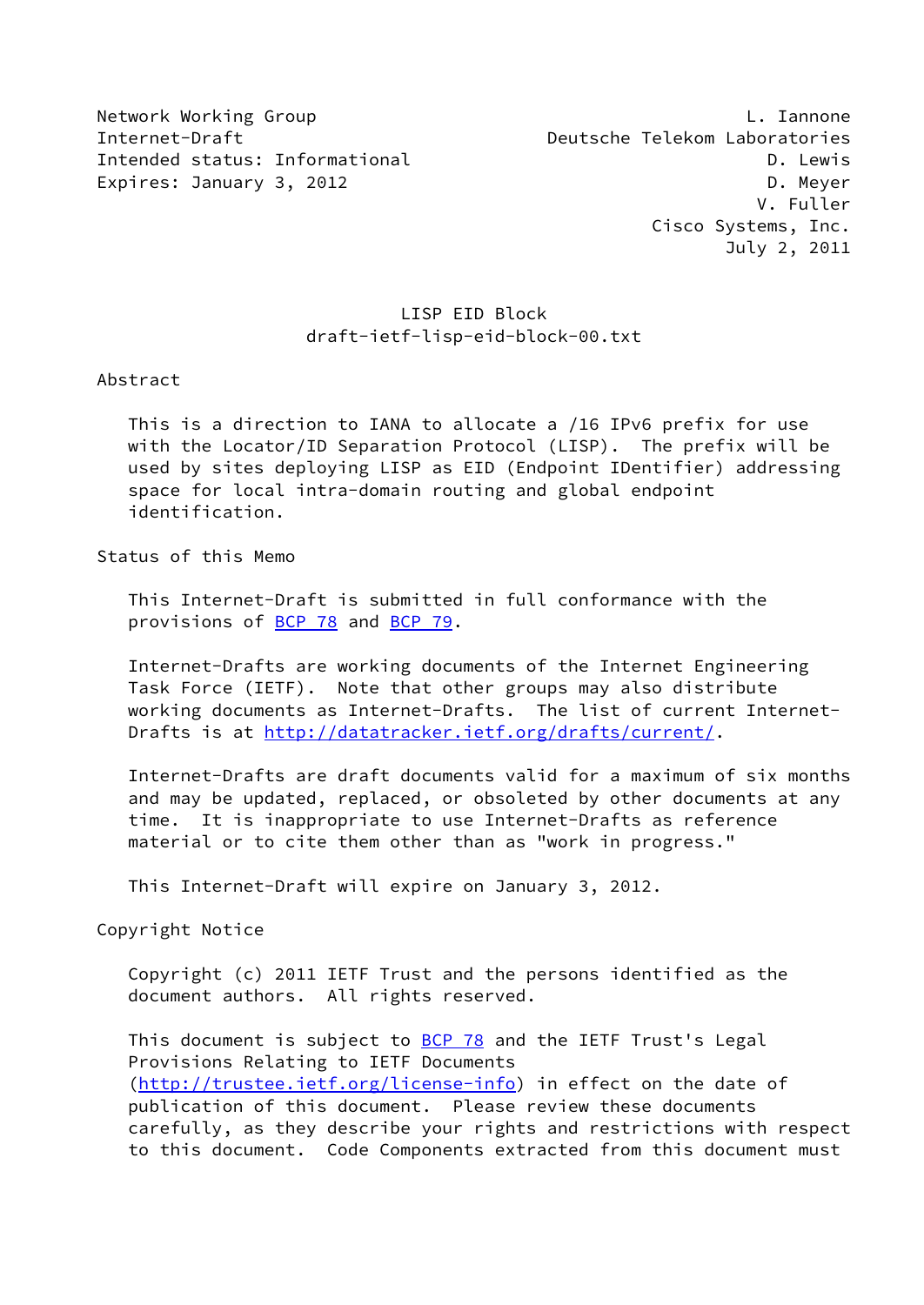Network Working Group L. Iannone
Internet-Draft Deutsche Telekom Laboratories
Intended status: Informational D. Lewis
Expires: January 3, 2012 D. Meyer
V. Fuller
Cisco Systems, Inc.
July 2, 2011

# LISP EID Block
draft-ietf-lisp-eid-block-00.txt

## Abstract

This is a direction to IANA to allocate a /16 IPv6 prefix for use with the Locator/ID Separation Protocol (LISP). The prefix will be used by sites deploying LISP as EID (Endpoint IDentifier) addressing space for local intra-domain routing and global endpoint identification.

## Status of this Memo

This Internet-Draft is submitted in full conformance with the provisions of BCP 78 and BCP 79.

Internet-Drafts are working documents of the Internet Engineering Task Force (IETF). Note that other groups may also distribute working documents as Internet-Drafts. The list of current Internet-Drafts is at http://datatracker.ietf.org/drafts/current/.

Internet-Drafts are draft documents valid for a maximum of six months and may be updated, replaced, or obsoleted by other documents at any time. It is inappropriate to use Internet-Drafts as reference material or to cite them other than as "work in progress."

This Internet-Draft will expire on January 3, 2012.

## Copyright Notice

Copyright (c) 2011 IETF Trust and the persons identified as the document authors. All rights reserved.

This document is subject to BCP 78 and the IETF Trust's Legal Provisions Relating to IETF Documents (http://trustee.ietf.org/license-info) in effect on the date of publication of this document. Please review these documents carefully, as they describe your rights and restrictions with respect to this document. Code Components extracted from this document must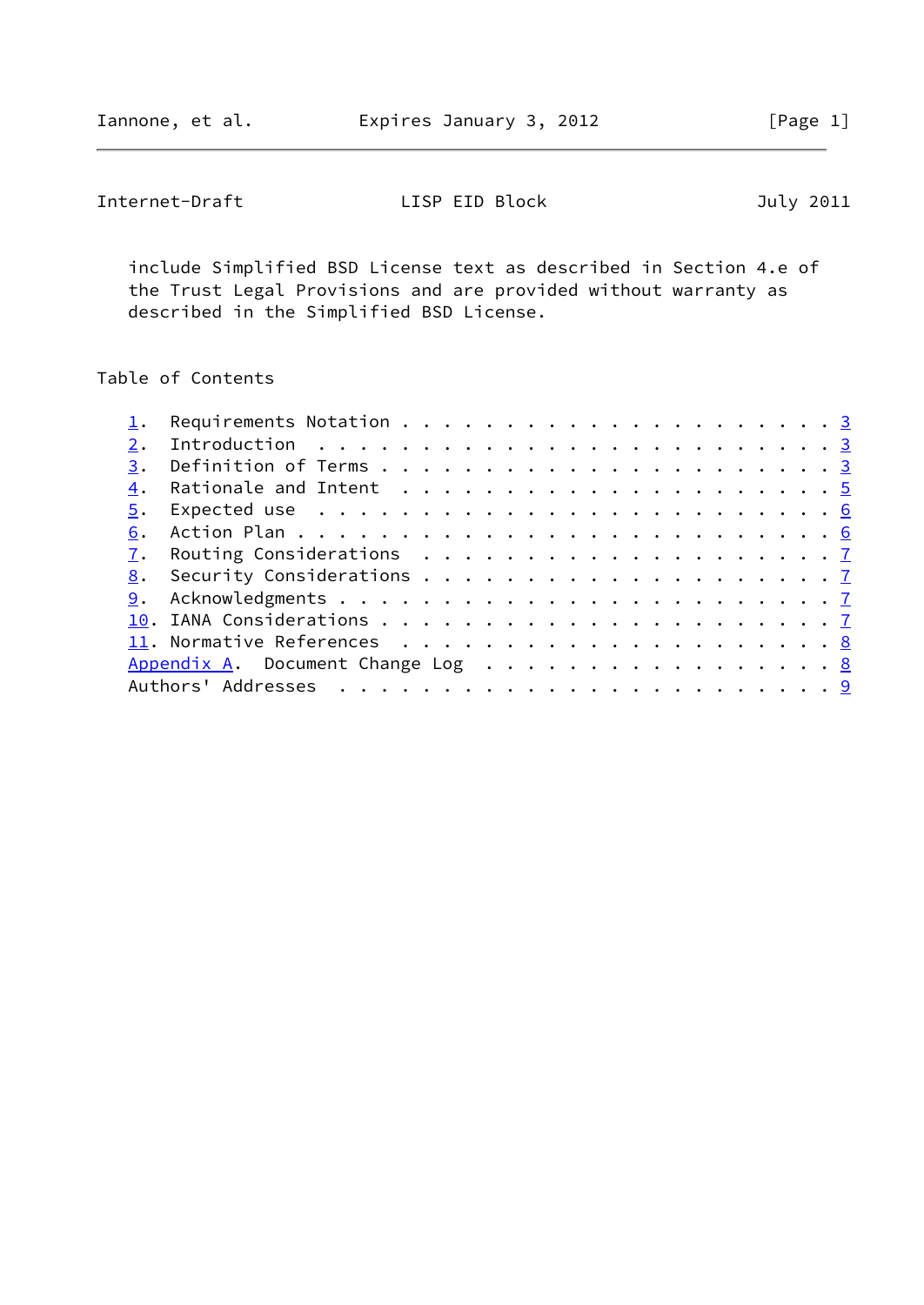include Simplified BSD License text as described in Section 4.e of the Trust Legal Provisions and are provided without warranty as described in the Simplified BSD License.

## Table of Contents

1. Requirements Notation . . . . . . . . . . . . . . . . . . . . . 3
2. Introduction . . . . . . . . . . . . . . . . . . . . . . . . . 3
3. Definition of Terms . . . . . . . . . . . . . . . . . . . . . 3
4. Rationale and Intent . . . . . . . . . . . . . . . . . . . . . 5
5. Expected use . . . . . . . . . . . . . . . . . . . . . . . . . 6
6. Action Plan . . . . . . . . . . . . . . . . . . . . . . . . . 6
7. Routing Considerations . . . . . . . . . . . . . . . . . . . . 7
8. Security Considerations . . . . . . . . . . . . . . . . . . . 7
9. Acknowledgments . . . . . . . . . . . . . . . . . . . . . . . 7
10. IANA Considerations . . . . . . . . . . . . . . . . . . . . . 7
11. Normative References . . . . . . . . . . . . . . . . . . . . 8

Appendix A. Document Change Log . . . . . . . . . . . . . . . . . 8

Authors' Addresses . . . . . . . . . . . . . . . . . . . . . . . . 9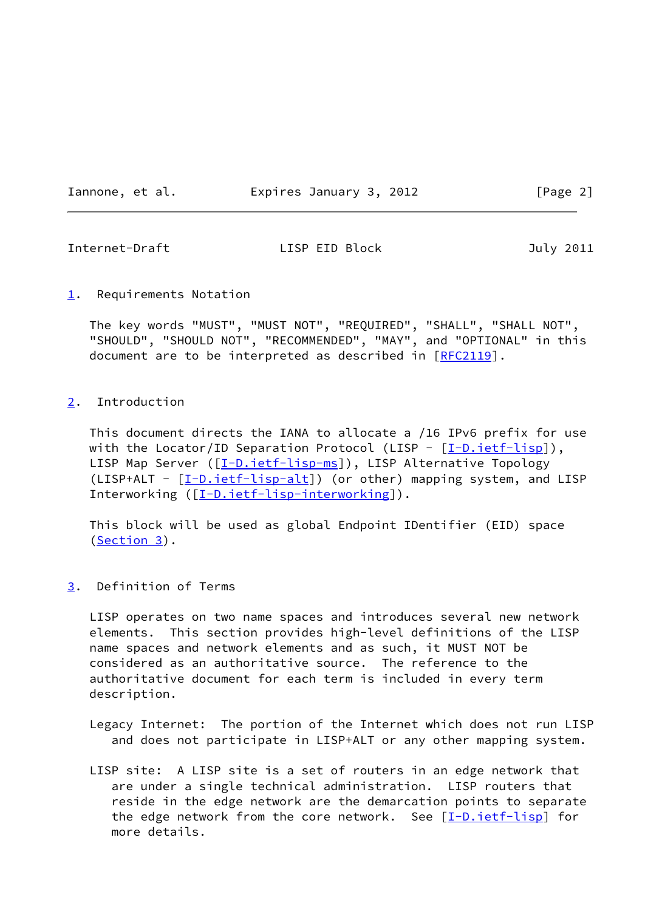## 1. Requirements Notation

The key words "MUST", "MUST NOT", "REQUIRED", "SHALL", "SHALL NOT", "SHOULD", "SHOULD NOT", "RECOMMENDED", "MAY", and "OPTIONAL" in this document are to be interpreted as described in [RFC2119].

## 2. Introduction

This document directs the IANA to allocate a /16 IPv6 prefix for use with the Locator/ID Separation Protocol (LISP - [I-D.ietf-lisp]), LISP Map Server ([I-D.ietf-lisp-ms]), LISP Alternative Topology (LISP+ALT - [I-D.ietf-lisp-alt]) (or other) mapping system, and LISP Interworking ([I-D.ietf-lisp-interworking]).

This block will be used as global Endpoint IDentifier (EID) space (Section 3).

## 3. Definition of Terms

LISP operates on two name spaces and introduces several new network elements. This section provides high-level definitions of the LISP name spaces and network elements and as such, it MUST NOT be considered as an authoritative source. The reference to the authoritative document for each term is included in every term description.

Legacy Internet: The portion of the Internet which does not run LISP and does not participate in LISP+ALT or any other mapping system.

LISP site: A LISP site is a set of routers in an edge network that are under a single technical administration. LISP routers that reside in the edge network are the demarcation points to separate the edge network from the core network. See [I-D.ietf-lisp] for more details.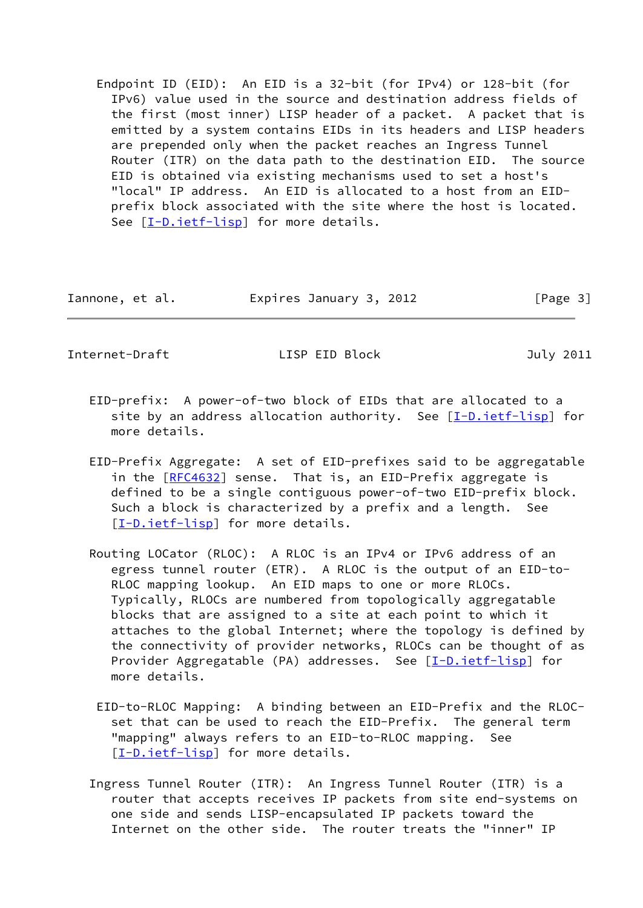Endpoint ID (EID): An EID is a 32-bit (for IPv4) or 128-bit (for IPv6) value used in the source and destination address fields of the first (most inner) LISP header of a packet. A packet that is emitted by a system contains EIDs in its headers and LISP headers are prepended only when the packet reaches an Ingress Tunnel Router (ITR) on the data path to the destination EID. The source EID is obtained via existing mechanisms used to set a host's "local" IP address. An EID is allocated to a host from an EID-prefix block associated with the site where the host is located. See [I-D.ietf-lisp] for more details.

EID-prefix: A power-of-two block of EIDs that are allocated to a site by an address allocation authority. See [I-D.ietf-lisp] for more details.

EID-Prefix Aggregate: A set of EID-prefixes said to be aggregatable in the [RFC4632] sense. That is, an EID-Prefix aggregate is defined to be a single contiguous power-of-two EID-prefix block. Such a block is characterized by a prefix and a length. See [I-D.ietf-lisp] for more details.

Routing LOCator (RLOC): A RLOC is an IPv4 or IPv6 address of an egress tunnel router (ETR). A RLOC is the output of an EID-to-RLOC mapping lookup. An EID maps to one or more RLOCs. Typically, RLOCs are numbered from topologically aggregatable blocks that are assigned to a site at each point to which it attaches to the global Internet; where the topology is defined by the connectivity of provider networks, RLOCs can be thought of as Provider Aggregatable (PA) addresses. See [I-D.ietf-lisp] for more details.

EID-to-RLOC Mapping: A binding between an EID-Prefix and the RLOC-set that can be used to reach the EID-Prefix. The general term "mapping" always refers to an EID-to-RLOC mapping. See [I-D.ietf-lisp] for more details.

Ingress Tunnel Router (ITR): An Ingress Tunnel Router (ITR) is a router that accepts receives IP packets from site end-systems on one side and sends LISP-encapsulated IP packets toward the Internet on the other side. The router treats the "inner" IP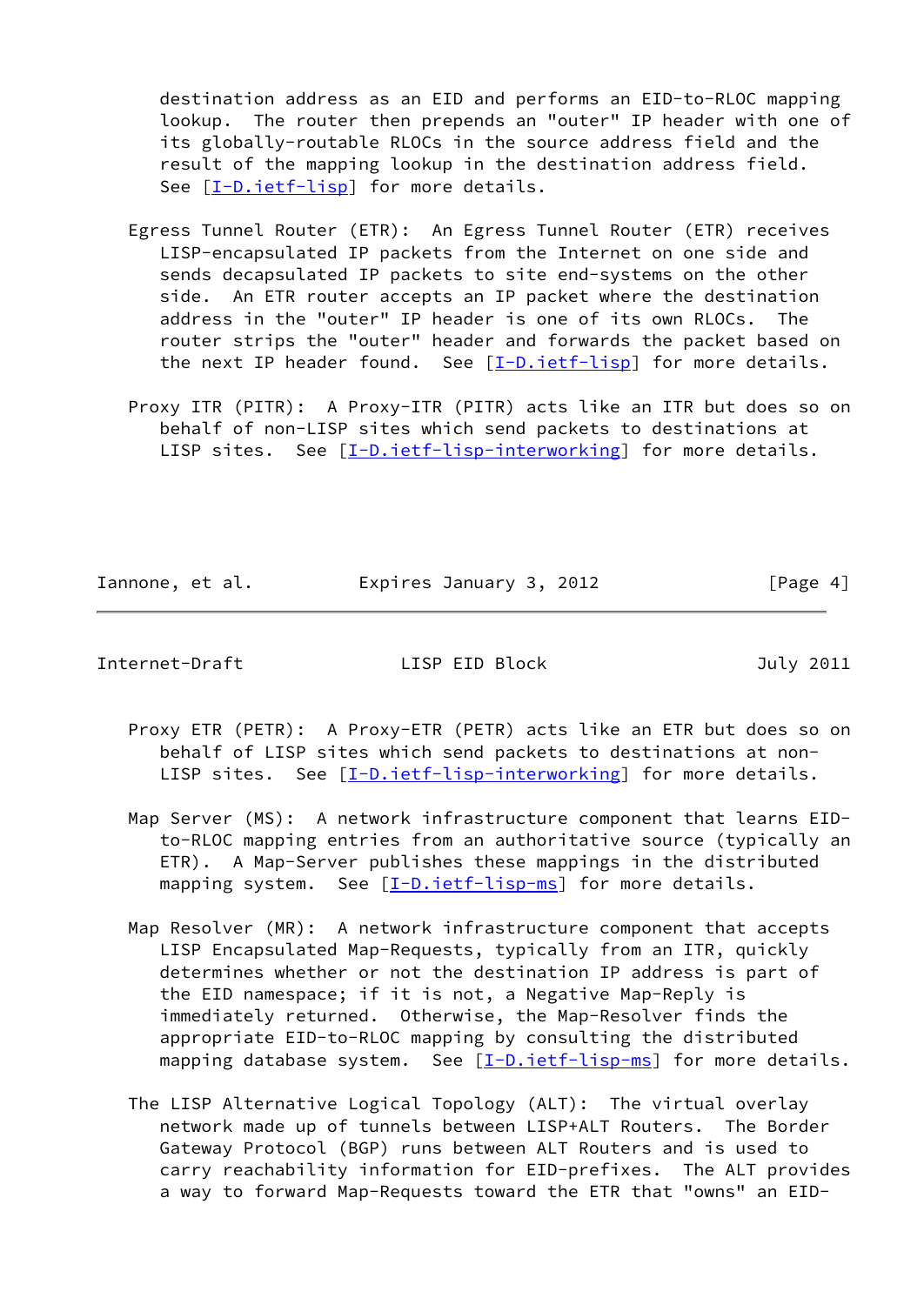destination address as an EID and performs an EID-to-RLOC mapping lookup. The router then prepends an "outer" IP header with one of its globally-routable RLOCs in the source address field and the result of the mapping lookup in the destination address field. See [I-D.ietf-lisp] for more details.

Egress Tunnel Router (ETR): An Egress Tunnel Router (ETR) receives LISP-encapsulated IP packets from the Internet on one side and sends decapsulated IP packets to site end-systems on the other side. An ETR router accepts an IP packet where the destination address in the "outer" IP header is one of its own RLOCs. The router strips the "outer" header and forwards the packet based on the next IP header found. See [I-D.ietf-lisp] for more details.

Proxy ITR (PITR): A Proxy-ITR (PITR) acts like an ITR but does so on behalf of non-LISP sites which send packets to destinations at LISP sites. See [I-D.ietf-lisp-interworking] for more details.

Proxy ETR (PETR): A Proxy-ETR (PETR) acts like an ETR but does so on behalf of LISP sites which send packets to destinations at non-LISP sites. See [I-D.ietf-lisp-interworking] for more details.

Map Server (MS): A network infrastructure component that learns EID-to-RLOC mapping entries from an authoritative source (typically an ETR). A Map-Server publishes these mappings in the distributed mapping system. See [I-D.ietf-lisp-ms] for more details.

Map Resolver (MR): A network infrastructure component that accepts LISP Encapsulated Map-Requests, typically from an ITR, quickly determines whether or not the destination IP address is part of the EID namespace; if it is not, a Negative Map-Reply is immediately returned. Otherwise, the Map-Resolver finds the appropriate EID-to-RLOC mapping by consulting the distributed mapping database system. See [I-D.ietf-lisp-ms] for more details.

The LISP Alternative Logical Topology (ALT): The virtual overlay network made up of tunnels between LISP+ALT Routers. The Border Gateway Protocol (BGP) runs between ALT Routers and is used to carry reachability information for EID-prefixes. The ALT provides a way to forward Map-Requests toward the ETR that "owns" an EID-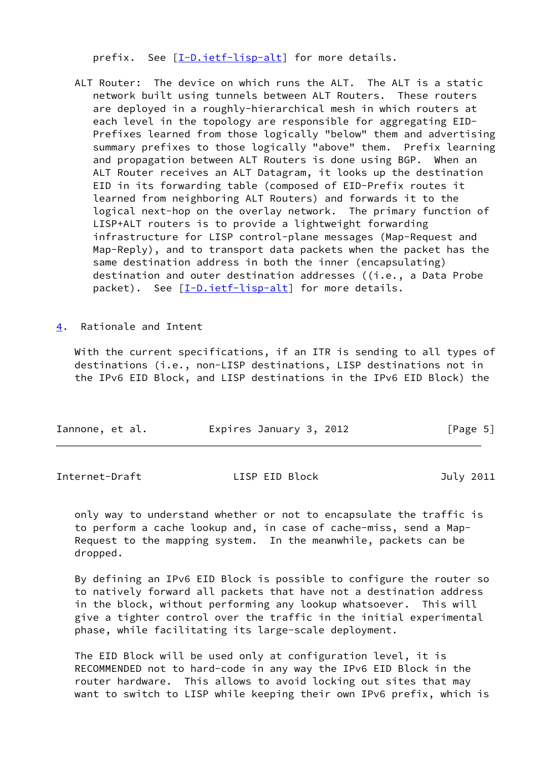prefix. See [I-D.ietf-lisp-alt] for more details.

ALT Router: The device on which runs the ALT. The ALT is a static network built using tunnels between ALT Routers. These routers are deployed in a roughly-hierarchical mesh in which routers at each level in the topology are responsible for aggregating EID-Prefixes learned from those logically "below" them and advertising summary prefixes to those logically "above" them. Prefix learning and propagation between ALT Routers is done using BGP. When an ALT Router receives an ALT Datagram, it looks up the destination EID in its forwarding table (composed of EID-Prefix routes it learned from neighboring ALT Routers) and forwards it to the logical next-hop on the overlay network. The primary function of LISP+ALT routers is to provide a lightweight forwarding infrastructure for LISP control-plane messages (Map-Request and Map-Reply), and to transport data packets when the packet has the same destination address in both the inner (encapsulating) destination and outer destination addresses ((i.e., a Data Probe packet). See [I-D.ietf-lisp-alt] for more details.

## 4. Rationale and Intent

With the current specifications, if an ITR is sending to all types of destinations (i.e., non-LISP destinations, LISP destinations not in the IPv6 EID Block, and LISP destinations in the IPv6 EID Block) the only way to understand whether or not to encapsulate the traffic is to perform a cache lookup and, in case of cache-miss, send a Map-Request to the mapping system. In the meanwhile, packets can be dropped.

By defining an IPv6 EID Block is possible to configure the router so to natively forward all packets that have not a destination address in the block, without performing any lookup whatsoever. This will give a tighter control over the traffic in the initial experimental phase, while facilitating its large-scale deployment.

The EID Block will be used only at configuration level, it is RECOMMENDED not to hard-code in any way the IPv6 EID Block in the router hardware. This allows to avoid locking out sites that may want to switch to LISP while keeping their own IPv6 prefix, which is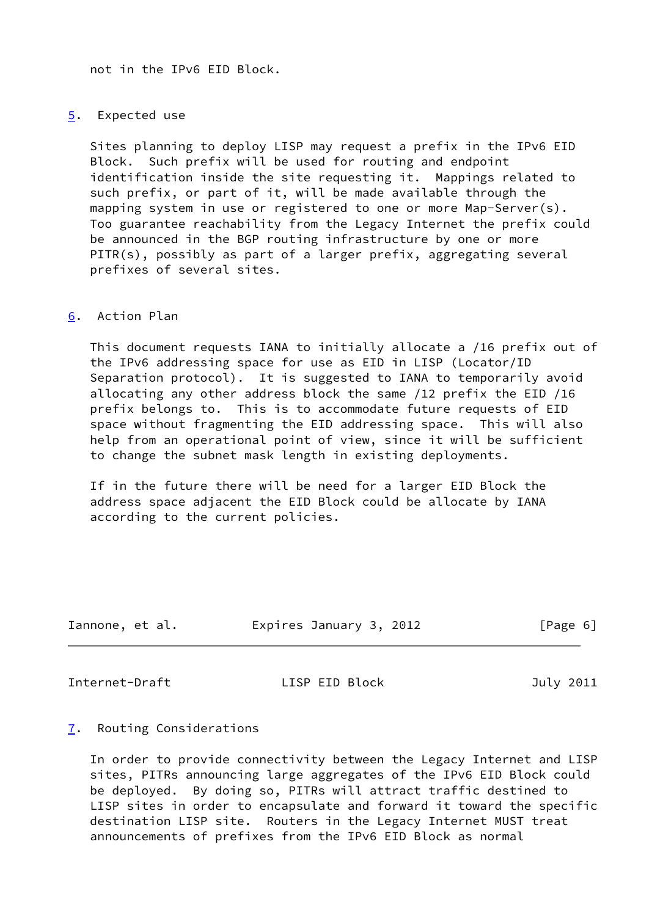not in the IPv6 EID Block.

## 5. Expected use

Sites planning to deploy LISP may request a prefix in the IPv6 EID Block. Such prefix will be used for routing and endpoint identification inside the site requesting it. Mappings related to such prefix, or part of it, will be made available through the mapping system in use or registered to one or more Map-Server(s). Too guarantee reachability from the Legacy Internet the prefix could be announced in the BGP routing infrastructure by one or more PITR(s), possibly as part of a larger prefix, aggregating several prefixes of several sites.

## 6. Action Plan

This document requests IANA to initially allocate a /16 prefix out of the IPv6 addressing space for use as EID in LISP (Locator/ID Separation protocol). It is suggested to IANA to temporarily avoid allocating any other address block the same /12 prefix the EID /16 prefix belongs to. This is to accommodate future requests of EID space without fragmenting the EID addressing space. This will also help from an operational point of view, since it will be sufficient to change the subnet mask length in existing deployments.

If in the future there will be need for a larger EID Block the address space adjacent the EID Block could be allocate by IANA according to the current policies.

## 7. Routing Considerations

In order to provide connectivity between the Legacy Internet and LISP sites, PITRs announcing large aggregates of the IPv6 EID Block could be deployed. By doing so, PITRs will attract traffic destined to LISP sites in order to encapsulate and forward it toward the specific destination LISP site. Routers in the Legacy Internet MUST treat announcements of prefixes from the IPv6 EID Block as normal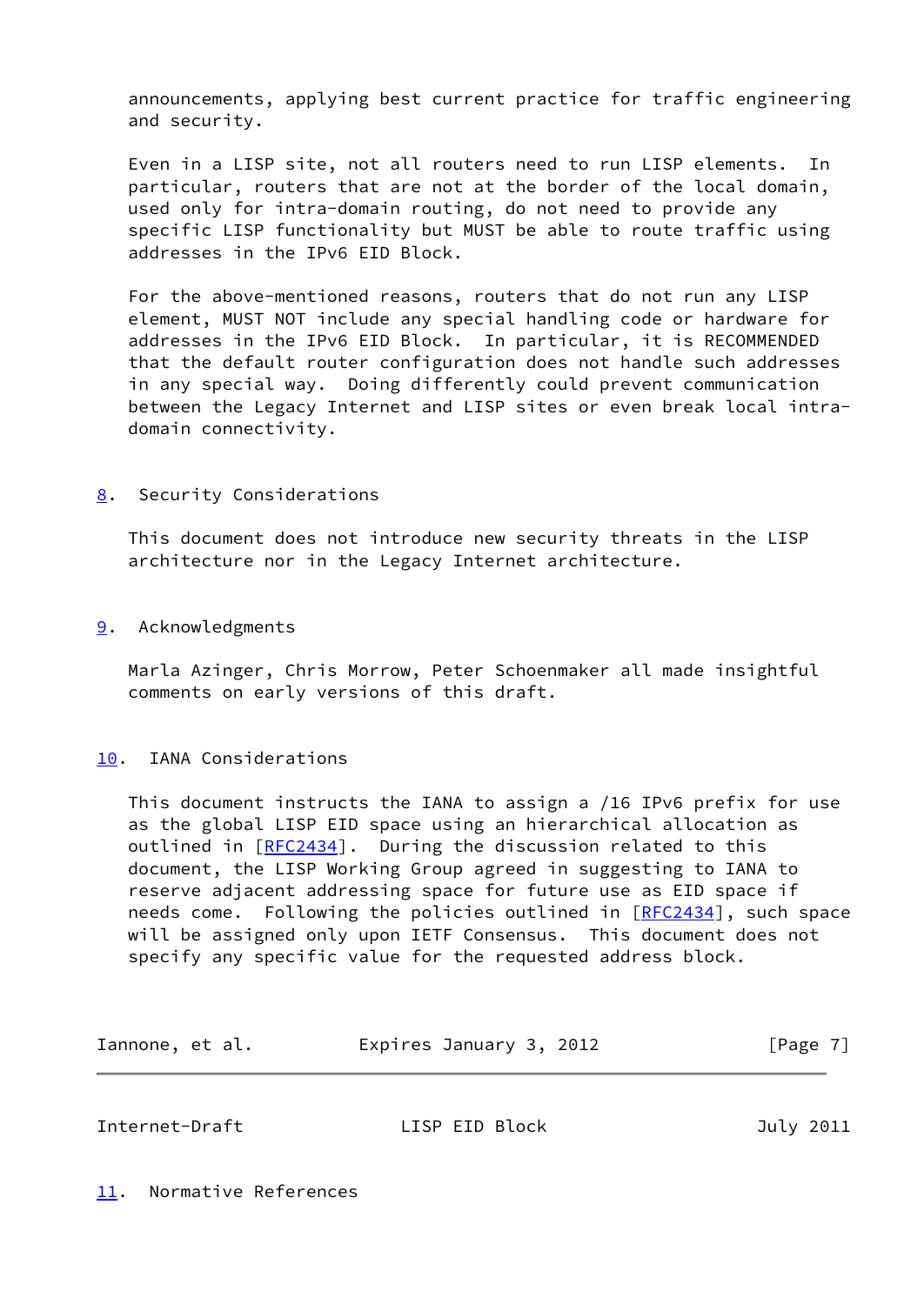announcements, applying best current practice for traffic engineering and security.

Even in a LISP site, not all routers need to run LISP elements. In particular, routers that are not at the border of the local domain, used only for intra-domain routing, do not need to provide any specific LISP functionality but MUST be able to route traffic using addresses in the IPv6 EID Block.

For the above-mentioned reasons, routers that do not run any LISP element, MUST NOT include any special handling code or hardware for addresses in the IPv6 EID Block. In particular, it is RECOMMENDED that the default router configuration does not handle such addresses in any special way. Doing differently could prevent communication between the Legacy Internet and LISP sites or even break local intra-domain connectivity.

## 8. Security Considerations

This document does not introduce new security threats in the LISP architecture nor in the Legacy Internet architecture.

## 9. Acknowledgments

Marla Azinger, Chris Morrow, Peter Schoenmaker all made insightful comments on early versions of this draft.

## 10. IANA Considerations

This document instructs the IANA to assign a /16 IPv6 prefix for use as the global LISP EID space using an hierarchical allocation as outlined in [RFC2434]. During the discussion related to this document, the LISP Working Group agreed in suggesting to IANA to reserve adjacent addressing space for future use as EID space if needs come. Following the policies outlined in [RFC2434], such space will be assigned only upon IETF Consensus. This document does not specify any specific value for the requested address block.

## 11. Normative References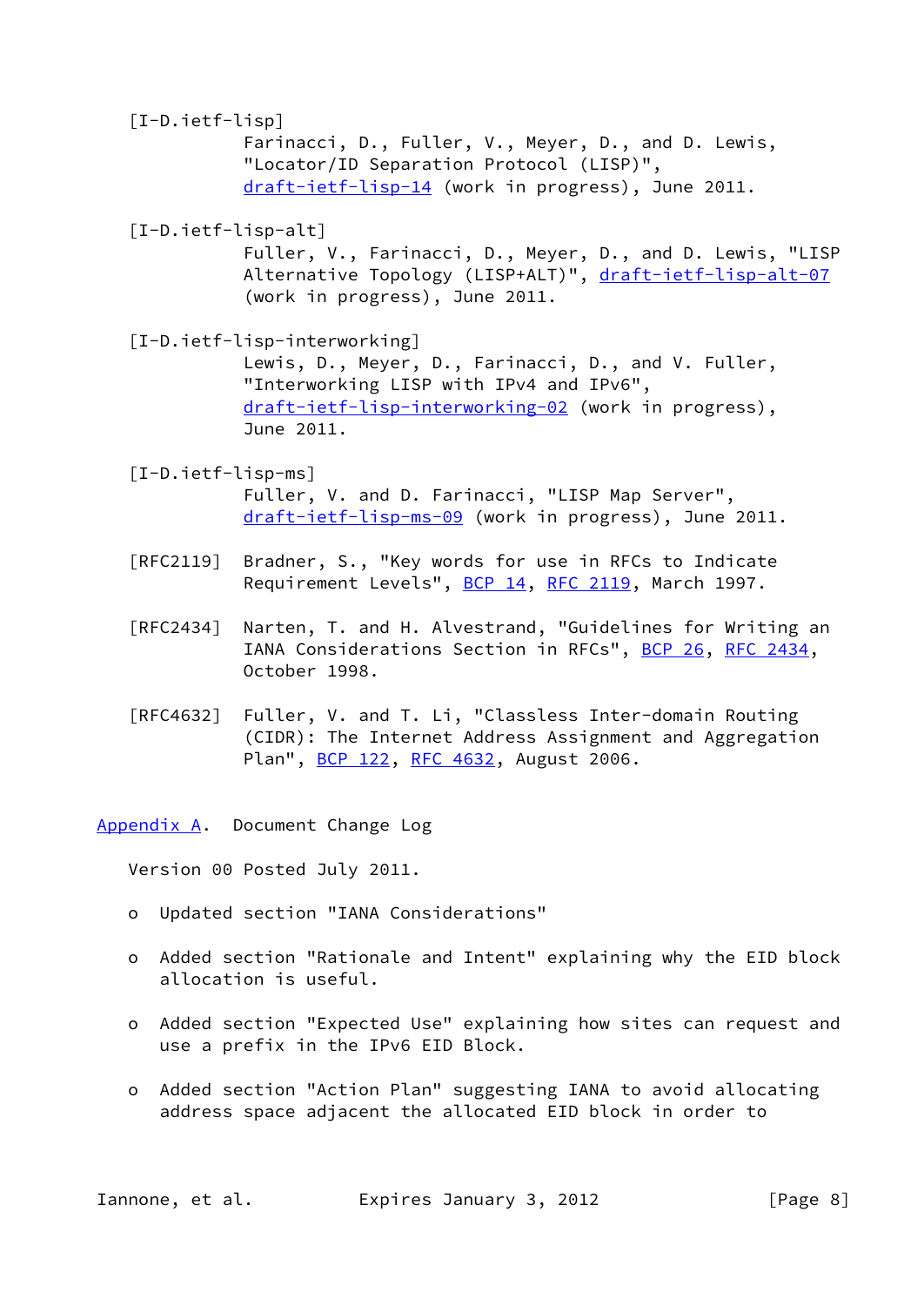[I-D.ietf-lisp]
Farinacci, D., Fuller, V., Meyer, D., and D. Lewis, "Locator/ID Separation Protocol (LISP)", draft-ietf-lisp-14 (work in progress), June 2011.

[I-D.ietf-lisp-alt]
Fuller, V., Farinacci, D., Meyer, D., and D. Lewis, "LISP Alternative Topology (LISP+ALT)", draft-ietf-lisp-alt-07 (work in progress), June 2011.

[I-D.ietf-lisp-interworking]
Lewis, D., Meyer, D., Farinacci, D., and V. Fuller, "Interworking LISP with IPv4 and IPv6", draft-ietf-lisp-interworking-02 (work in progress), June 2011.

[I-D.ietf-lisp-ms]
Fuller, V. and D. Farinacci, "LISP Map Server", draft-ietf-lisp-ms-09 (work in progress), June 2011.

[RFC2119] Bradner, S., "Key words for use in RFCs to Indicate Requirement Levels", BCP 14, RFC 2119, March 1997.

[RFC2434] Narten, T. and H. Alvestrand, "Guidelines for Writing an IANA Considerations Section in RFCs", BCP 26, RFC 2434, October 1998.

[RFC4632] Fuller, V. and T. Li, "Classless Inter-domain Routing (CIDR): The Internet Address Assignment and Aggregation Plan", BCP 122, RFC 4632, August 2006.

# Appendix A. Document Change Log

Version 00 Posted July 2011.

- Updated section "IANA Considerations"
- Added section "Rationale and Intent" explaining why the EID block allocation is useful.
- Added section "Expected Use" explaining how sites can request and use a prefix in the IPv6 EID Block.
- Added section "Action Plan" suggesting IANA to avoid allocating address space adjacent the allocated EID block in order to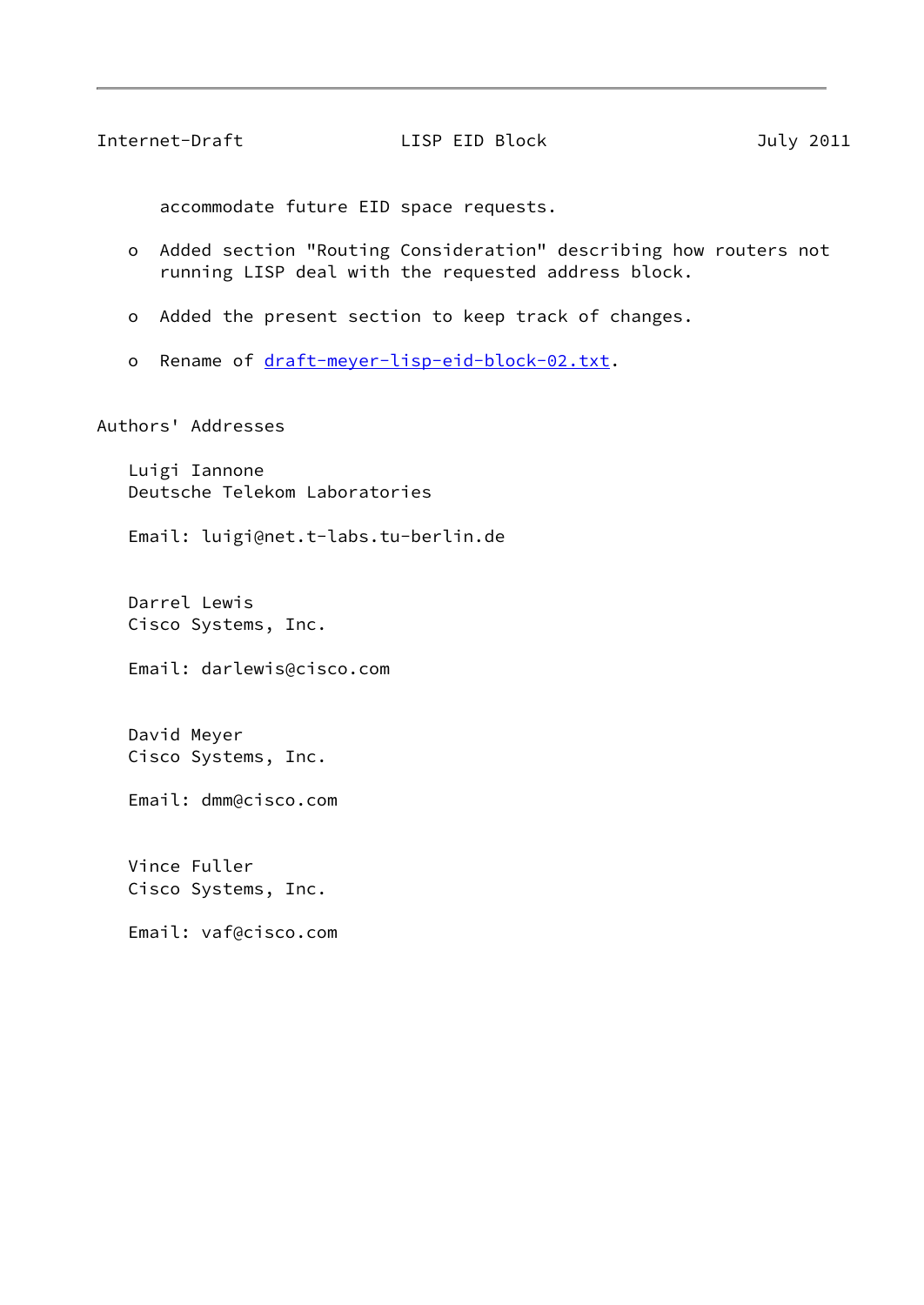accommodate future EID space requests.

- Added section "Routing Consideration" describing how routers not running LISP deal with the requested address block.

- Added the present section to keep track of changes.

- Rename of draft-meyer-lisp-eid-block-02.txt.

## Authors' Addresses

Luigi Iannone
Deutsche Telekom Laboratories

Email: luigi@net.t-labs.tu-berlin.de

Darrel Lewis
Cisco Systems, Inc.

Email: darlewis@cisco.com

David Meyer
Cisco Systems, Inc.

Email: dmm@cisco.com

Vince Fuller
Cisco Systems, Inc.

Email: vaf@cisco.com